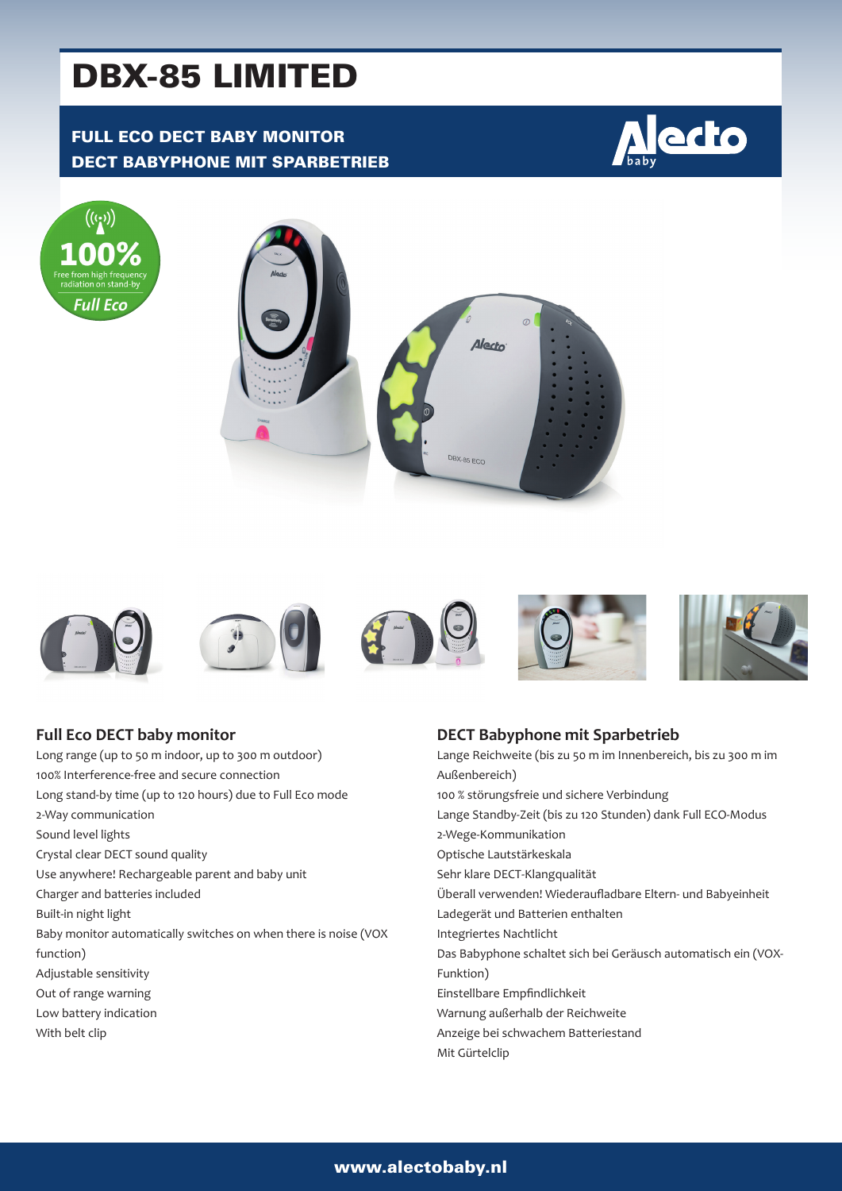# DBX-85 LIMITED

**FULL ECO DECT BABY MONITOR**
**DECT BABYPHONE MIT SPARBETRIEB**

100% Free from high frequency radiation on stand-by
*Full Eco*

## Full Eco DECT baby monitor

Long range (up to 50 m indoor, up to 300 m outdoor)
100% Interference-free and secure connection
Long stand-by time (up to 120 hours) due to Full Eco mode
2-Way communication
Sound level lights
Crystal clear DECT sound quality
Use anywhere! Rechargeable parent and baby unit
Charger and batteries included
Built-in night light
Baby monitor automatically switches on when there is noise (VOX function)
Adjustable sensitivity
Out of range warning
Low battery indication
With belt clip

## DECT Babyphone mit Sparbetrieb

Lange Reichweite (bis zu 50 m im Innenbereich, bis zu 300 m im Außenbereich)
100 % störungsfreie und sichere Verbindung
Lange Standby-Zeit (bis zu 120 Stunden) dank Full ECO-Modus
2-Wege-Kommunikation
Optische Lautstärkeskala
Sehr klare DECT-Klangqualität
Überall verwenden! Wiederaufladbare Eltern- und Babyeinheit
Ladegerät und Batterien enthalten
Integriertes Nachtlicht
Das Babyphone schaltet sich bei Geräusch automatisch ein (VOX-Funktion)
Einstellbare Empfindlichkeit
Warnung außerhalb der Reichweite
Anzeige bei schwachem Batteriestand
Mit Gürtelclip

www.alectobaby.nl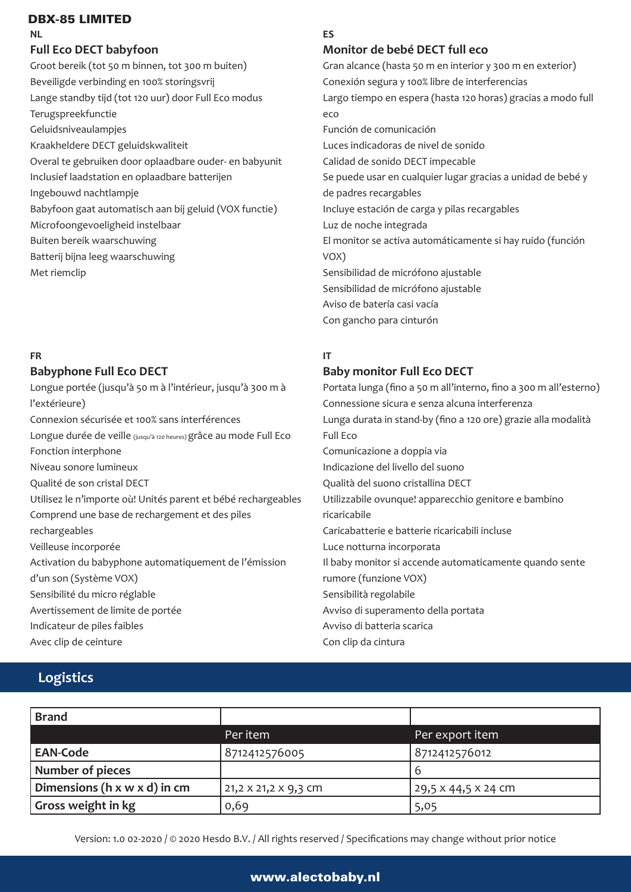# DBX-85 LIMITED

## NL

### Full Eco DECT babyfoon

Groot bereik (tot 50 m binnen, tot 300 m buiten)
Beveiligde verbinding en 100% storingsvrij
Lange standby tijd (tot 120 uur) door Full Eco modus
Terugspreekfunctie
Geluidsniveaulampjes
Kraakheldere DECT geluidskwaliteit
Overal te gebruiken door oplaadbare ouder- en babyunit
Inclusief laadstation en oplaadbare batterijen
Ingebouwd nachtlampje
Babyfoon gaat automatisch aan bij geluid (VOX functie)
Microfoongevoeligheid instelbaar
Buiten bereik waarschuwing
Batterij bijna leeg waarschuwing
Met riemclip

## ES

### Monitor de bebé DECT full eco

Gran alcance (hasta 50 m en interior y 300 m en exterior)
Conexión segura y 100% libre de interferencias
Largo tiempo en espera (hasta 120 horas) gracias a modo full eco
Función de comunicación
Luces indicadoras de nivel de sonido
Calidad de sonido DECT impecable
Se puede usar en cualquier lugar gracias a unidad de bebé y de padres recargables
Incluye estación de carga y pilas recargables
Luz de noche integrada
El monitor se activa automáticamente si hay ruido (función VOX)
Sensibilidad de micrófono ajustable
Sensibilidad de micrófono ajustable
Aviso de batería casi vacía
Con gancho para cinturón

## FR

### Babyphone Full Eco DECT

Longue portée (jusqu'à 50 m à l'intérieur, jusqu'à 300 m à l'extérieure)
Connexion sécurisée et 100% sans interférences
Longue durée de veille (jusqu'à 120 heures) grâce au mode Full Eco
Fonction interphone
Niveau sonore lumineux
Qualité de son cristal DECT
Utilisez le n'importe où! Unités parent et bébé rechargeables
Comprend une base de rechargement et des piles rechargeables
Veilleuse incorporée
Activation du babyphone automatiquement de l'émission d'un son (Système VOX)
Sensibilité du micro réglable
Avertissement de limite de portée
Indicateur de piles faibles
Avec clip de ceinture

## IT

### Baby monitor Full Eco DECT

Portata lunga (fino a 50 m all'interno, fino a 300 m all'esterno)
Connessione sicura e senza alcuna interferenza
Lunga durata in stand-by (fino a 120 ore) grazie alla modalità Full Eco
Comunicazione a doppia via
Indicazione del livello del suono
Qualità del suono cristallina DECT
Utilizzabile ovunque! apparecchio genitore e bambino ricaricabile
Caricabatterie e batterie ricaricabili incluse
Luce notturna incorporata
Il baby monitor si accende automaticamente quando sente rumore (funzione VOX)
Sensibilità regolabile
Avviso di superamento della portata
Avviso di batteria scarica
Con clip da cintura

## Logistics

| Brand | | |
|---|---|---|
| | Per item | Per export item |
| **EAN-Code** | 8712412576005 | 8712412576012 |
| **Number of pieces** | | 6 |
| **Dimensions (h x w x d) in cm** | 21,2 x 21,2 x 9,3 cm | 29,5 x 44,5 x 24 cm |
| **Gross weight in kg** | 0,69 | 5,05 |

Version: 1.0 02-2020 / © 2020 Hesdo B.V. / All rights reserved / Specifications may change without prior notice

www.alectobaby.nl